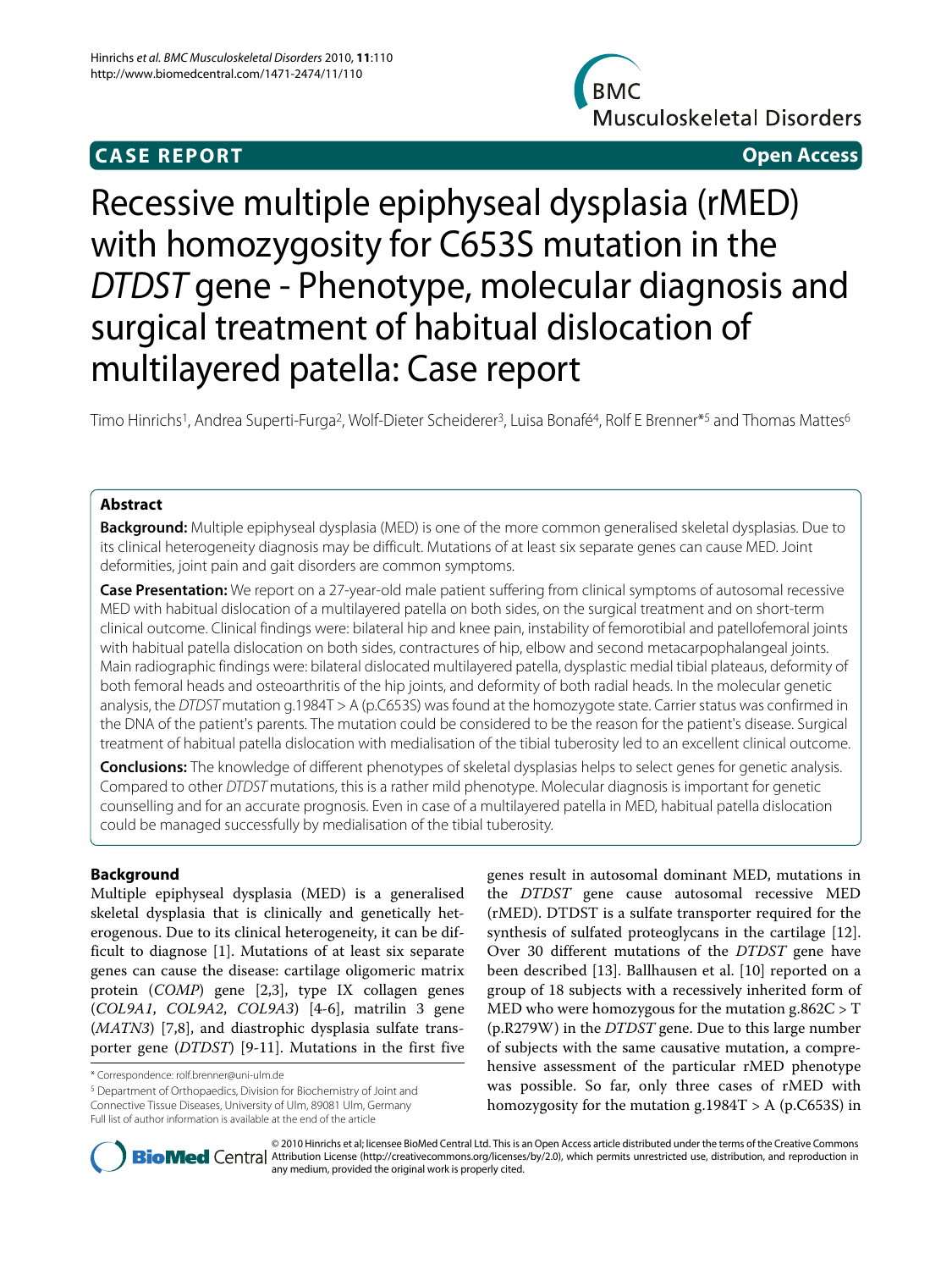**CASE REPORT** **Open Access**

# Recessive multiple epiphyseal dysplasia (rMED) with homozygosity for C653S mutation in the *DTDST* gene - Phenotype, molecular diagnosis and surgical treatment of habitual dislocation of multilayered patella: Case report

Timo Hinrichs[1], Andrea Superti-Furga[2], Wolf-Dieter Scheiderer[3], Luisa Bonafé[4], Rolf E Brenner*[5] and Thomas Mattes[6]

## Abstract

**Background:** Multiple epiphyseal dysplasia (MED) is one of the more common generalised skeletal dysplasias. Due to its clinical heterogeneity diagnosis may be difficult. Mutations of at least six separate genes can cause MED. Joint deformities, joint pain and gait disorders are common symptoms.

**Case Presentation:** We report on a 27-year-old male patient suffering from clinical symptoms of autosomal recessive MED with habitual dislocation of a multilayered patella on both sides, on the surgical treatment and on short-term clinical outcome. Clinical findings were: bilateral hip and knee pain, instability of femorotibial and patellofemoral joints with habitual patella dislocation on both sides, contractures of hip, elbow and second metacarpophalangeal joints. Main radiographic findings were: bilateral dislocated multilayered patella, dysplastic medial tibial plateaus, deformity of both femoral heads and osteoarthritis of the hip joints, and deformity of both radial heads. In the molecular genetic analysis, the *DTDST* mutation g.1984T > A (p.C653S) was found at the homozygote state. Carrier status was confirmed in the DNA of the patient's parents. The mutation could be considered to be the reason for the patient's disease. Surgical treatment of habitual patella dislocation with medialisation of the tibial tuberosity led to an excellent clinical outcome.

**Conclusions:** The knowledge of different phenotypes of skeletal dysplasias helps to select genes for genetic analysis. Compared to other *DTDST* mutations, this is a rather mild phenotype. Molecular diagnosis is important for genetic counselling and for an accurate prognosis. Even in case of a multilayered patella in MED, habitual patella dislocation could be managed successfully by medialisation of the tibial tuberosity.

## Background

Multiple epiphyseal dysplasia (MED) is a generalised skeletal dysplasia that is clinically and genetically heterogenous. Due to its clinical heterogeneity, it can be difficult to diagnose [1]. Mutations of at least six separate genes can cause the disease: cartilage oligomeric matrix protein (*COMP*) gene [2,3], type IX collagen genes (*COL9A1*, *COL9A2*, *COL9A3*) [4-6], matrilin 3 gene (*MATN3*) [7,8], and diastrophic dysplasia sulfate transporter gene (*DTDST*) [9-11]. Mutations in the first five genes result in autosomal dominant MED, mutations in the *DTDST* gene cause autosomal recessive MED (rMED). DTDST is a sulfate transporter required for the synthesis of sulfated proteoglycans in the cartilage [12]. Over 30 different mutations of the *DTDST* gene have been described [13]. Ballhausen et al. [10] reported on a group of 18 subjects with a recessively inherited form of MED who were homozygous for the mutation g.862C > T (p.R279W) in the *DTDST* gene. Due to this large number of subjects with the same causative mutation, a comprehensive assessment of the particular rMED phenotype was possible. So far, only three cases of rMED with homozygosity for the mutation g.1984T > A (p.C653S) in

\* Correspondence: rolf.brenner@uni-ulm.de

[5] Department of Orthopaedics, Division for Biochemistry of Joint and Connective Tissue Diseases, University of Ulm, 89081 Ulm, Germany

Full list of author information is available at the end of the article

© 2010 Hinrichs et al; licensee BioMed Central Ltd. This is an Open Access article distributed under the terms of the Creative Commons Attribution License (http://creativecommons.org/licenses/by/2.0), which permits unrestricted use, distribution, and reproduction in any medium, provided the original work is properly cited.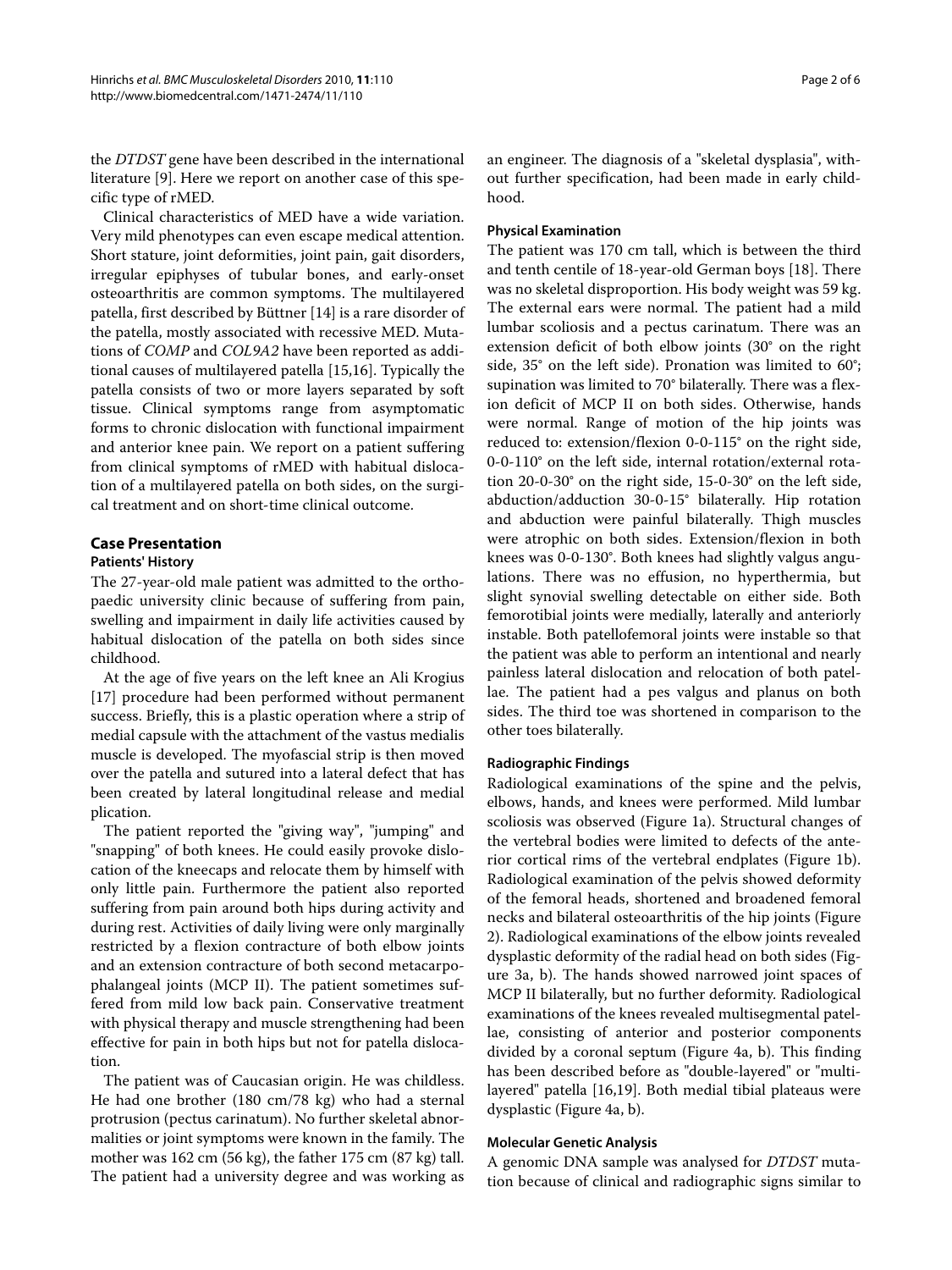the *DTDST* gene have been described in the international literature [9]. Here we report on another case of this specific type of rMED.

Clinical characteristics of MED have a wide variation. Very mild phenotypes can even escape medical attention. Short stature, joint deformities, joint pain, gait disorders, irregular epiphyses of tubular bones, and early-onset osteoarthritis are common symptoms. The multilayered patella, first described by Büttner [14] is a rare disorder of the patella, mostly associated with recessive MED. Mutations of *COMP* and *COL9A2* have been reported as additional causes of multilayered patella [15,16]. Typically the patella consists of two or more layers separated by soft tissue. Clinical symptoms range from asymptomatic forms to chronic dislocation with functional impairment and anterior knee pain. We report on a patient suffering from clinical symptoms of rMED with habitual dislocation of a multilayered patella on both sides, on the surgical treatment and on short-time clinical outcome.

## Case Presentation

### Patients' History

The 27-year-old male patient was admitted to the orthopaedic university clinic because of suffering from pain, swelling and impairment in daily life activities caused by habitual dislocation of the patella on both sides since childhood.

At the age of five years on the left knee an Ali Krogius [17] procedure had been performed without permanent success. Briefly, this is a plastic operation where a strip of medial capsule with the attachment of the vastus medialis muscle is developed. The myofascial strip is then moved over the patella and sutured into a lateral defect that has been created by lateral longitudinal release and medial plication.

The patient reported the "giving way", "jumping" and "snapping" of both knees. He could easily provoke dislocation of the kneecaps and relocate them by himself with only little pain. Furthermore the patient also reported suffering from pain around both hips during activity and during rest. Activities of daily living were only marginally restricted by a flexion contracture of both elbow joints and an extension contracture of both second metacarpophalangeal joints (MCP II). The patient sometimes suffered from mild low back pain. Conservative treatment with physical therapy and muscle strengthening had been effective for pain in both hips but not for patella dislocation.

The patient was of Caucasian origin. He was childless. He had one brother (180 cm/78 kg) who had a sternal protrusion (pectus carinatum). No further skeletal abnormalities or joint symptoms were known in the family. The mother was 162 cm (56 kg), the father 175 cm (87 kg) tall. The patient had a university degree and was working as an engineer. The diagnosis of a "skeletal dysplasia", without further specification, had been made in early childhood.

### Physical Examination

The patient was 170 cm tall, which is between the third and tenth centile of 18-year-old German boys [18]. There was no skeletal disproportion. His body weight was 59 kg. The external ears were normal. The patient had a mild lumbar scoliosis and a pectus carinatum. There was an extension deficit of both elbow joints (30° on the right side, 35° on the left side). Pronation was limited to 60°; supination was limited to 70° bilaterally. There was a flexion deficit of MCP II on both sides. Otherwise, hands were normal. Range of motion of the hip joints was reduced to: extension/flexion 0-0-115° on the right side, 0-0-110° on the left side, internal rotation/external rotation 20-0-30° on the right side, 15-0-30° on the left side, abduction/adduction 30-0-15° bilaterally. Hip rotation and abduction were painful bilaterally. Thigh muscles were atrophic on both sides. Extension/flexion in both knees was 0-0-130°. Both knees had slightly valgus angulations. There was no effusion, no hyperthermia, but slight synovial swelling detectable on either side. Both femorotibial joints were medially, laterally and anteriorly instable. Both patellofemoral joints were instable so that the patient was able to perform an intentional and nearly painless lateral dislocation and relocation of both patellae. The patient had a pes valgus and planus on both sides. The third toe was shortened in comparison to the other toes bilaterally.

### Radiographic Findings

Radiological examinations of the spine and the pelvis, elbows, hands, and knees were performed. Mild lumbar scoliosis was observed (Figure 1a). Structural changes of the vertebral bodies were limited to defects of the anterior cortical rims of the vertebral endplates (Figure 1b). Radiological examination of the pelvis showed deformity of the femoral heads, shortened and broadened femoral necks and bilateral osteoarthritis of the hip joints (Figure 2). Radiological examinations of the elbow joints revealed dysplastic deformity of the radial head on both sides (Figure 3a, b). The hands showed narrowed joint spaces of MCP II bilaterally, but no further deformity. Radiological examinations of the knees revealed multisegmental patellae, consisting of anterior and posterior components divided by a coronal septum (Figure 4a, b). This finding has been described before as "double-layered" or "multilayered" patella [16,19]. Both medial tibial plateaus were dysplastic (Figure 4a, b).

### Molecular Genetic Analysis

A genomic DNA sample was analysed for *DTDST* mutation because of clinical and radiographic signs similar to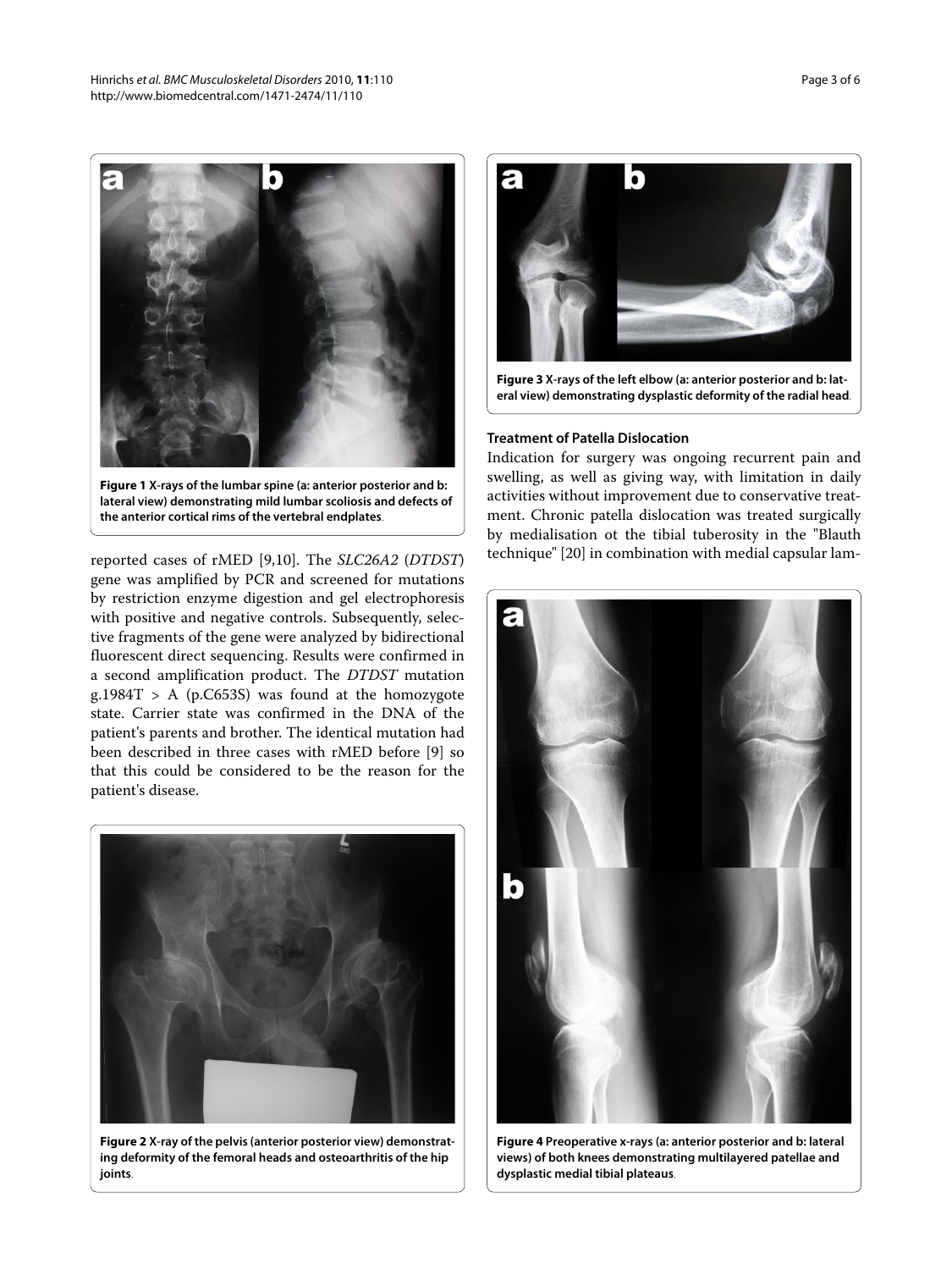**Figure 1** X-rays of the lumbar spine (a: anterior posterior and b: lateral view) demonstrating mild lumbar scoliosis and defects of the anterior cortical rims of the vertebral endplates.

reported cases of rMED [9,10]. The *SLC26A2* (*DTDST*) gene was amplified by PCR and screened for mutations by restriction enzyme digestion and gel electrophoresis with positive and negative controls. Subsequently, selective fragments of the gene were analyzed by bidirectional fluorescent direct sequencing. Results were confirmed in a second amplification product. The *DTDST* mutation g.1984T > A (p.C653S) was found at the homozygote state. Carrier state was confirmed in the DNA of the patient's parents and brother. The identical mutation had been described in three cases with rMED before [9] so that this could be considered to be the reason for the patient's disease.

**Figure 2** X-ray of the pelvis (anterior posterior view) demonstrating deformity of the femoral heads and osteoarthritis of the hip joints.

**Figure 3** X-rays of the left elbow (a: anterior posterior and b: lateral view) demonstrating dysplastic deformity of the radial head.

### Treatment of Patella Dislocation

Indication for surgery was ongoing recurrent pain and swelling, as well as giving way, with limitation in daily activities without improvement due to conservative treatment. Chronic patella dislocation was treated surgically by medialisation ot the tibial tuberosity in the "Blauth technique" [20] in combination with medial capsular lam-

**Figure 4** Preoperative x-rays (a: anterior posterior and b: lateral views) of both knees demonstrating multilayered patellae and dysplastic medial tibial plateaus.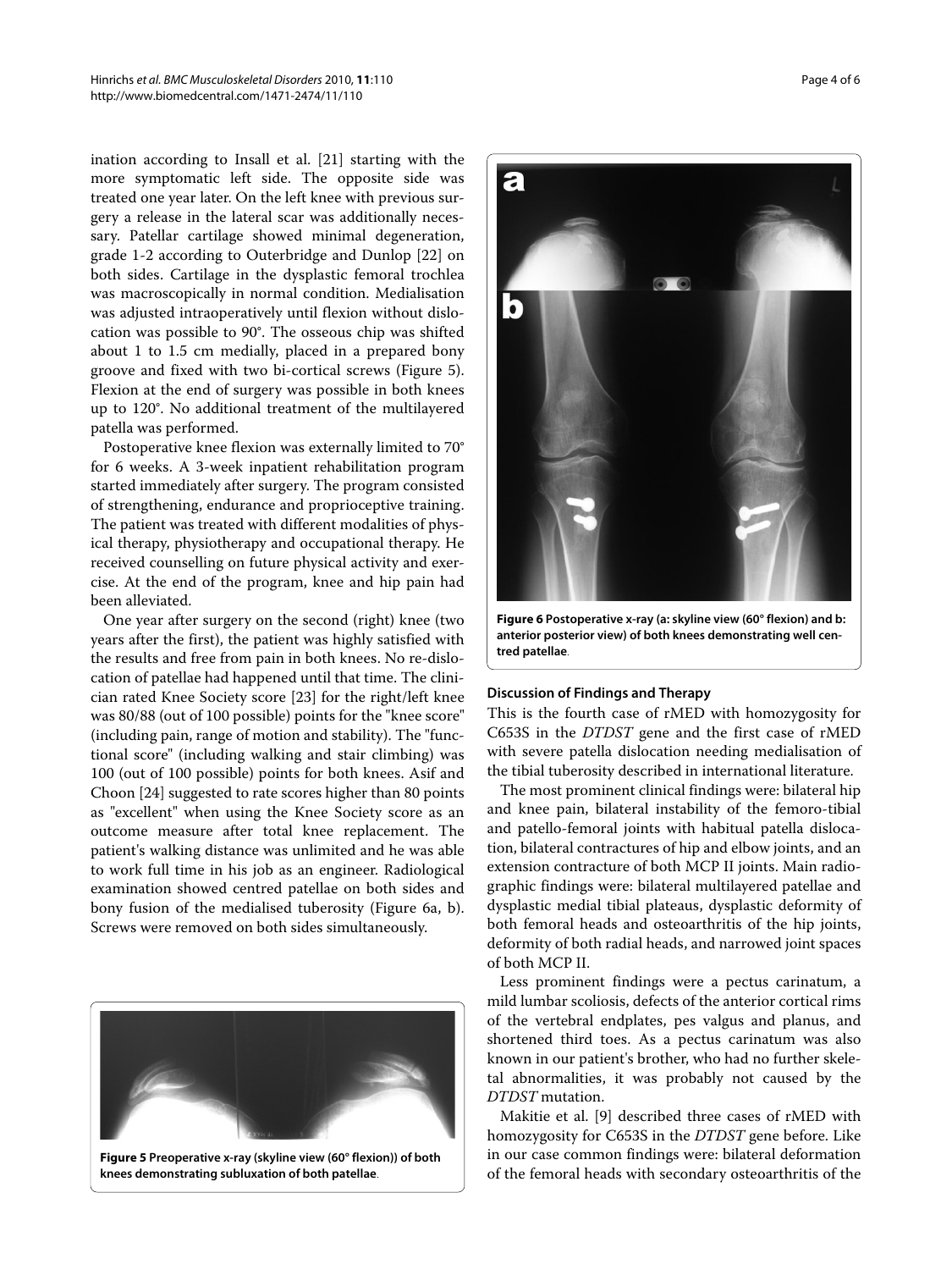ination according to Insall et al. [21] starting with the more symptomatic left side. The opposite side was treated one year later. On the left knee with previous surgery a release in the lateral scar was additionally necessary. Patellar cartilage showed minimal degeneration, grade 1-2 according to Outerbridge and Dunlop [22] on both sides. Cartilage in the dysplastic femoral trochlea was macroscopically in normal condition. Medialisation was adjusted intraoperatively until flexion without dislocation was possible to 90°. The osseous chip was shifted about 1 to 1.5 cm medially, placed in a prepared bony groove and fixed with two bi-cortical screws (Figure 5). Flexion at the end of surgery was possible in both knees up to 120°. No additional treatment of the multilayered patella was performed.

Postoperative knee flexion was externally limited to 70° for 6 weeks. A 3-week inpatient rehabilitation program started immediately after surgery. The program consisted of strengthening, endurance and proprioceptive training. The patient was treated with different modalities of physical therapy, physiotherapy and occupational therapy. He received counselling on future physical activity and exercise. At the end of the program, knee and hip pain had been alleviated.

One year after surgery on the second (right) knee (two years after the first), the patient was highly satisfied with the results and free from pain in both knees. No re-dislocation of patellae had happened until that time. The clinician rated Knee Society score [23] for the right/left knee was 80/88 (out of 100 possible) points for the "knee score" (including pain, range of motion and stability). The "functional score" (including walking and stair climbing) was 100 (out of 100 possible) points for both knees. Asif and Choon [24] suggested to rate scores higher than 80 points as "excellent" when using the Knee Society score as an outcome measure after total knee replacement. The patient's walking distance was unlimited and he was able to work full time in his job as an engineer. Radiological examination showed centred patellae on both sides and bony fusion of the medialised tuberosity (Figure 6a, b). Screws were removed on both sides simultaneously.

**Figure 5 Preoperative x-ray (skyline view (60° flexion)) of both knees demonstrating subluxation of both patellae**.

**Figure 6 Postoperative x-ray (a: skyline view (60° flexion) and b: anterior posterior view) of both knees demonstrating well centred patellae**.

### Discussion of Findings and Therapy

This is the fourth case of rMED with homozygosity for C653S in the *DTDST* gene and the first case of rMED with severe patella dislocation needing medialisation of the tibial tuberosity described in international literature.

The most prominent clinical findings were: bilateral hip and knee pain, bilateral instability of the femoro-tibial and patello-femoral joints with habitual patella dislocation, bilateral contractures of hip and elbow joints, and an extension contracture of both MCP II joints. Main radiographic findings were: bilateral multilayered patellae and dysplastic medial tibial plateaus, dysplastic deformity of both femoral heads and osteoarthritis of the hip joints, deformity of both radial heads, and narrowed joint spaces of both MCP II.

Less prominent findings were a pectus carinatum, a mild lumbar scoliosis, defects of the anterior cortical rims of the vertebral endplates, pes valgus and planus, and shortened third toes. As a pectus carinatum was also known in our patient's brother, who had no further skeletal abnormalities, it was probably not caused by the *DTDST* mutation.

Makitie et al. [9] described three cases of rMED with homozygosity for C653S in the *DTDST* gene before. Like in our case common findings were: bilateral deformation of the femoral heads with secondary osteoarthritis of the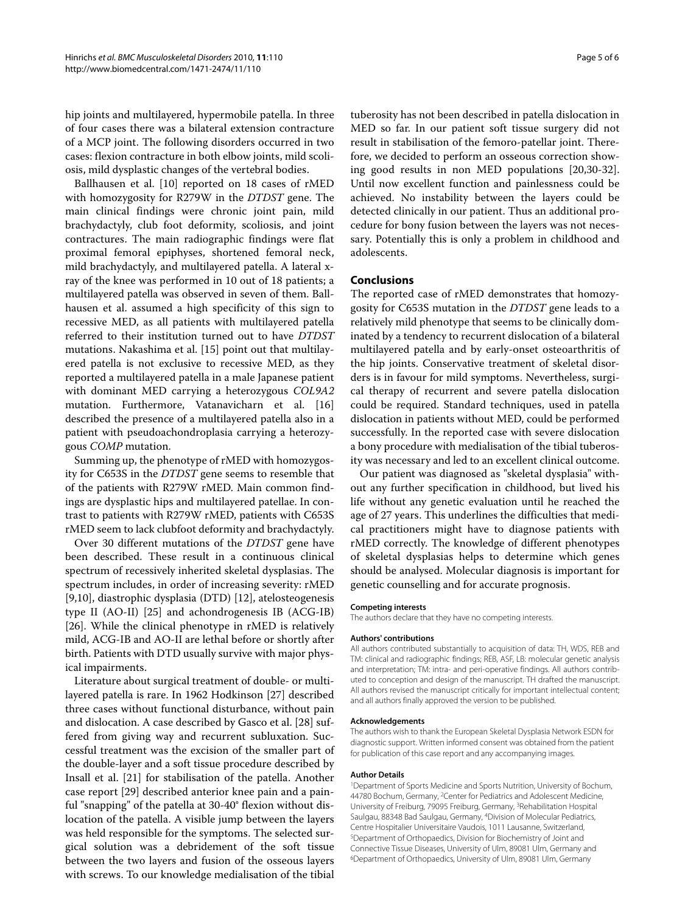hip joints and multilayered, hypermobile patella. In three of four cases there was a bilateral extension contracture of a MCP joint. The following disorders occurred in two cases: flexion contracture in both elbow joints, mild scoliosis, mild dysplastic changes of the vertebral bodies.

Ballhausen et al. [10] reported on 18 cases of rMED with homozygosity for R279W in the *DTDST* gene. The main clinical findings were chronic joint pain, mild brachydactyly, club foot deformity, scoliosis, and joint contractures. The main radiographic findings were flat proximal femoral epiphyses, shortened femoral neck, mild brachydactyly, and multilayered patella. A lateral x-ray of the knee was performed in 10 out of 18 patients; a multilayered patella was observed in seven of them. Ballhausen et al. assumed a high specificity of this sign to recessive MED, as all patients with multilayered patella referred to their institution turned out to have *DTDST* mutations. Nakashima et al. [15] point out that multilayered patella is not exclusive to recessive MED, as they reported a multilayered patella in a male Japanese patient with dominant MED carrying a heterozygous *COL9A2* mutation. Furthermore, Vatanavicharn et al. [16] described the presence of a multilayered patella also in a patient with pseudoachondroplasia carrying a heterozygous *COMP* mutation.

Summing up, the phenotype of rMED with homozygosity for C653S in the *DTDST* gene seems to resemble that of the patients with R279W rMED. Main common findings are dysplastic hips and multilayered patellae. In contrast to patients with R279W rMED, patients with C653S rMED seem to lack clubfoot deformity and brachydactyly.

Over 30 different mutations of the *DTDST* gene have been described. These result in a continuous clinical spectrum of recessively inherited skeletal dysplasias. The spectrum includes, in order of increasing severity: rMED [9,10], diastrophic dysplasia (DTD) [12], atelosteogenesis type II (AO-II) [25] and achondrogenesis IB (ACG-IB) [26]. While the clinical phenotype in rMED is relatively mild, ACG-IB and AO-II are lethal before or shortly after birth. Patients with DTD usually survive with major physical impairments.

Literature about surgical treatment of double- or multilayered patella is rare. In 1962 Hodkinson [27] described three cases without functional disturbance, without pain and dislocation. A case described by Gasco et al. [28] suffered from giving way and recurrent subluxation. Successful treatment was the excision of the smaller part of the double-layer and a soft tissue procedure described by Insall et al. [21] for stabilisation of the patella. Another case report [29] described anterior knee pain and a painful "snapping" of the patella at 30-40° flexion without dislocation of the patella. A visible jump between the layers was held responsible for the symptoms. The selected surgical solution was a debridement of the soft tissue between the two layers and fusion of the osseous layers with screws. To our knowledge medialisation of the tibial tuberosity has not been described in patella dislocation in MED so far. In our patient soft tissue surgery did not result in stabilisation of the femoro-patellar joint. Therefore, we decided to perform an osseous correction showing good results in non MED populations [20,30-32]. Until now excellent function and painlessness could be achieved. No instability between the layers could be detected clinically in our patient. Thus an additional procedure for bony fusion between the layers was not necessary. Potentially this is only a problem in childhood and adolescents.

## Conclusions

The reported case of rMED demonstrates that homozygosity for C653S mutation in the *DTDST* gene leads to a relatively mild phenotype that seems to be clinically dominated by a tendency to recurrent dislocation of a bilateral multilayered patella and by early-onset osteoarthritis of the hip joints. Conservative treatment of skeletal disorders is in favour for mild symptoms. Nevertheless, surgical therapy of recurrent and severe patella dislocation could be required. Standard techniques, used in patella dislocation in patients without MED, could be performed successfully. In the reported case with severe dislocation a bony procedure with medialisation of the tibial tuberosity was necessary and led to an excellent clinical outcome.

Our patient was diagnosed as "skeletal dysplasia" without any further specification in childhood, but lived his life without any genetic evaluation until he reached the age of 27 years. This underlines the difficulties that medical practitioners might have to diagnose patients with rMED correctly. The knowledge of different phenotypes of skeletal dysplasias helps to determine which genes should be analysed. Molecular diagnosis is important for genetic counselling and for accurate prognosis.

#### Competing interests

The authors declare that they have no competing interests.

#### Authors' contributions

All authors contributed substantially to acquisition of data: TH, WDS, REB and TM: clinical and radiographic findings; REB, ASF, LB: molecular genetic analysis and interpretation; TM: intra- and peri-operative findings. All authors contributed to conception and design of the manuscript. TH drafted the manuscript. All authors revised the manuscript critically for important intellectual content; and all authors finally approved the version to be published.

#### Acknowledgements

The authors wish to thank the European Skeletal Dysplasia Network ESDN for diagnostic support. Written informed consent was obtained from the patient for publication of this case report and any accompanying images.

#### Author Details

[1]Department of Sports Medicine and Sports Nutrition, University of Bochum, 44780 Bochum, Germany, [2]Center for Pediatrics and Adolescent Medicine, University of Freiburg, 79095 Freiburg, Germany, [3]Rehabilitation Hospital Saulgau, 88348 Bad Saulgau, Germany, [4]Division of Molecular Pediatrics, Centre Hospitalier Universitaire Vaudois, 1011 Lausanne, Switzerland, [5]Department of Orthopaedics, Division for Biochemistry of Joint and Connective Tissue Diseases, University of Ulm, 89081 Ulm, Germany and [6]Department of Orthopaedics, University of Ulm, 89081 Ulm, Germany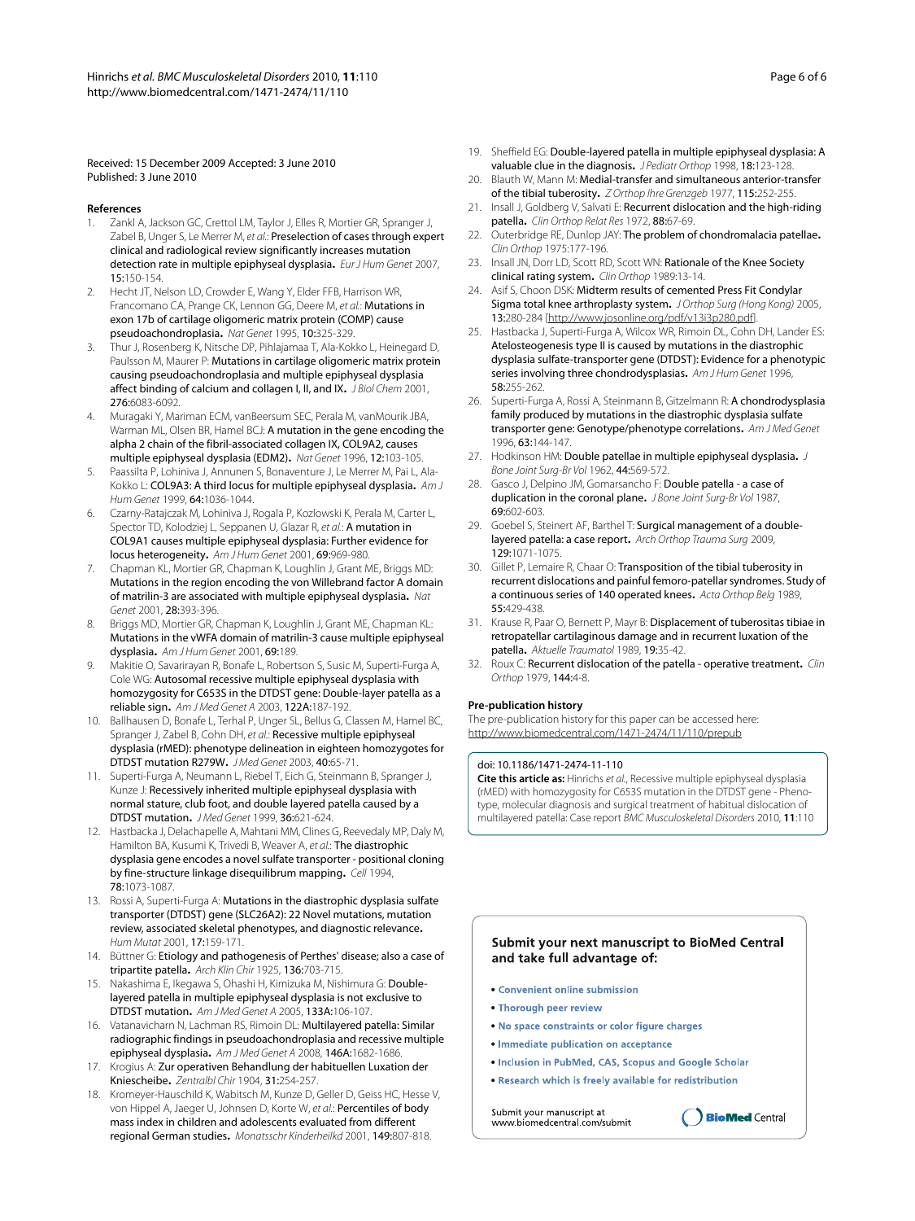Received: 15 December 2009 Accepted: 3 June 2010
Published: 3 June 2010

## References

1. Zankl A, Jackson GC, Crettol LM, Taylor J, Elles R, Mortier GR, Spranger J, Zabel B, Unger S, Le Merrer M, *et al.*: **Preselection of cases through expert clinical and radiological review significantly increases mutation detection rate in multiple epiphyseal dysplasia.** *Eur J Hum Genet* 2007, **15**:150-154.
2. Hecht JT, Nelson LD, Crowder E, Wang Y, Elder FFB, Harrison WR, Francomano CA, Prange CK, Lennon GG, Deere M, *et al.*: **Mutations in exon 17b of cartilage oligomeric matrix protein (COMP) cause pseudoachondroplasia.** *Nat Genet* 1995, **10**:325-329.
3. Thur J, Rosenberg K, Nitsche DP, Pihlajamaa T, Ala-Kokko L, Heinegard D, Paulsson M, Maurer P: **Mutations in cartilage oligomeric matrix protein causing pseudoachondroplasia and multiple epiphyseal dysplasia affect binding of calcium and collagen I, II, and IX.** *J Biol Chem* 2001, **276**:6083-6092.
4. Muragaki Y, Mariman ECM, vanBeersum SEC, Perala M, vanMourik JBA, Warman ML, Olsen BR, Hamel BCJ: **A mutation in the gene encoding the alpha 2 chain of the fibril-associated collagen IX, COL9A2, causes multiple epiphyseal dysplasia (EDM2).** *Nat Genet* 1996, **12**:103-105.
5. Paassilta P, Lohiniva J, Annunen S, Bonaventure J, Le Merrer M, Pai L, Ala-Kokko L: **COL9A3: A third locus for multiple epiphyseal dysplasia.** *Am J Hum Genet* 1999, **64**:1036-1044.
6. Czarny-Ratajczak M, Lohiniva J, Rogala P, Kozlowski K, Perala M, Carter L, Spector TD, Kolodziej L, Seppanen U, Glazar R, *et al.*: **A mutation in COL9A1 causes multiple epiphyseal dysplasia: Further evidence for locus heterogeneity.** *Am J Hum Genet* 2001, **69**:969-980.
7. Chapman KL, Mortier GR, Chapman K, Loughlin J, Grant ME, Briggs MD: **Mutations in the region encoding the von Willebrand factor A domain of matrilin-3 are associated with multiple epiphyseal dysplasia.** *Nat Genet* 2001, **28**:393-396.
8. Briggs MD, Mortier GR, Chapman K, Loughlin J, Grant ME, Chapman KL: **Mutations in the vWFA domain of matrilin-3 cause multiple epiphyseal dysplasia.** *Am J Hum Genet* 2001, **69**:189.
9. Makitie O, Savarirayan R, Bonafe L, Robertson S, Susic M, Superti-Furga A, Cole WG: **Autosomal recessive multiple epiphyseal dysplasia with homozygosity for C653S in the DTDST gene: Double-layer patella as a reliable sign.** *Am J Med Genet A* 2003, **122A**:187-192.
10. Ballhausen D, Bonafe L, Terhal P, Unger SL, Bellus G, Classen M, Hamel BC, Spranger J, Zabel B, Cohn DH, *et al.*: **Recessive multiple epiphyseal dysplasia (rMED): phenotype delineation in eighteen homozygotes for DTDST mutation R279W.** *J Med Genet* 2003, **40**:65-71.
11. Superti-Furga A, Neumann L, Riebel T, Eich G, Steinmann B, Spranger J, Kunze J: **Recessively inherited multiple epiphyseal dysplasia with normal stature, club foot, and double layered patella caused by a DTDST mutation.** *J Med Genet* 1999, **36**:621-624.
12. Hastbacka J, Delachapelle A, Mahtani MM, Clines G, Reevedaly MP, Daly M, Hamilton BA, Kusumi K, Trivedi B, Weaver A, *et al.*: **The diastrophic dysplasia gene encodes a novel sulfate transporter - positional cloning by fine-structure linkage disequilibrium mapping.** *Cell* 1994, **78**:1073-1087.
13. Rossi A, Superti-Furga A: **Mutations in the diastrophic dysplasia sulfate transporter (DTDST) gene (SLC26A2): 22 Novel mutations, mutation review, associated skeletal phenotypes, and diagnostic relevance.** *Hum Mutat* 2001, **17**:159-171.
14. Büttner G: **Etiology and pathogenesis of Perthes' disease; also a case of tripartite patella.** *Arch Klin Chir* 1925, **136**:703-715.
15. Nakashima E, Ikegawa S, Ohashi H, Kimizuka M, Nishimura G: **Double-layered patella in multiple epiphyseal dysplasia is not exclusive to DTDST mutation.** *Am J Med Genet A* 2005, **133A**:106-107.
16. Vatanavicharn N, Lachman RS, Rimoin DL: **Multilayered patella: Similar radiographic findings in pseudoachondroplasia and recessive multiple epiphyseal dysplasia.** *Am J Med Genet A* 2008, **146A**:1682-1686.
17. Krogius A: **Zur operativen Behandlung der habituellen Luxation der Kniescheibe.** *Zentralbl Chir* 1904, **31**:254-257.
18. Kromeyer-Hauschild K, Wabitsch M, Kunze D, Geller D, Geiss HC, Hesse V, von Hippel A, Jaeger U, Johnsen D, Korte W, *et al.*: **Percentiles of body mass index in children and adolescents evaluated from different regional German studies.** *Monatsschr Kinderheilkd* 2001, **149**:807-818.
19. Sheffield EG: **Double-layered patella in multiple epiphyseal dysplasia: A valuable clue in the diagnosis.** *J Pediatr Orthop* 1998, **18**:123-128.
20. Blauth W, Mann M: **Medial-transfer and simultaneous anterior-transfer of the tibial tuberosity.** *Z Orthop Ihre Grenzgeb* 1977, **115**:252-255.
21. Insall J, Goldberg V, Salvati E: **Recurrent dislocation and the high-riding patella.** *Clin Orthop Relat Res* 1972, **88**:67-69.
22. Outerbridge RE, Dunlop JAY: **The problem of chondromalacia patellae.** *Clin Orthop* 1975:177-196.
23. Insall JN, Dorr LD, Scott RD, Scott WN: **Rationale of the Knee Society clinical rating system.** *Clin Orthop* 1989:13-14.
24. Asif S, Choon DSK: **Midterm results of cemented Press Fit Condylar Sigma total knee arthroplasty system.** *J Orthop Surg (Hong Kong)* 2005, **13**:280-284 [http://www.josonline.org/pdf/v13i3p280.pdf].
25. Hastbacka J, Superti-Furga A, Wilcox WR, Rimoin DL, Cohn DH, Lander ES: **Atelosteogenesis type II is caused by mutations in the diastrophic dysplasia sulfate-transporter gene (DTDST): Evidence for a phenotypic series involving three chondrodysplasias.** *Am J Hum Genet* 1996, **58**:255-262.
26. Superti-Furga A, Rossi A, Steinmann B, Gitzelmann R: **A chondrodysplasia family produced by mutations in the diastrophic dysplasia sulfate transporter gene: Genotype/phenotype correlations.** *Am J Med Genet* 1996, **63**:144-147.
27. Hodkinson HM: **Double patellae in multiple epiphyseal dysplasia.** *J Bone Joint Surg-Br Vol* 1962, **44**:569-572.
28. Gasco J, Delpino JM, Gomarsancho F: **Double patella - a case of duplication in the coronal plane.** *J Bone Joint Surg-Br Vol* 1987, **69**:602-603.
29. Goebel S, Steinert AF, Barthel T: **Surgical management of a double-layered patella: a case report.** *Arch Orthop Trauma Surg* 2009, **129**:1071-1075.
30. Gillet P, Lemaire R, Chaar O: **Transposition of the tibial tuberosity in recurrent dislocations and painful femoro-patellar syndromes. Study of a continuous series of 140 operated knees.** *Acta Orthop Belg* 1989, **55**:429-438.
31. Krause R, Paar O, Bernett P, Mayr B: **Displacement of tuberositas tibiae in retropatellar cartilaginous damage and in recurrent luxation of the patella.** *Aktuelle Traumatol* 1989, **19**:35-42.
32. Roux C: **Recurrent dislocation of the patella - operative treatment.** *Clin Orthop* 1979, **144**:4-8.

### Pre-publication history

The pre-publication history for this paper can be accessed here:
http://www.biomedcentral.com/1471-2474/11/110/prepub

doi: 10.1186/1471-2474-11-110

**Cite this article as:** Hinrichs *et al.*, Recessive multiple epiphyseal dysplasia (rMED) with homozygosity for C653S mutation in the DTDST gene - Phenotype, molecular diagnosis and surgical treatment of habitual dislocation of multilayered patella: Case report *BMC Musculoskeletal Disorders* 2010, **11**:110

**Submit your next manuscript to BioMed Central and take full advantage of:**

- Convenient online submission
- Thorough peer review
- No space constraints or color figure charges
- Immediate publication on acceptance
- Inclusion in PubMed, CAS, Scopus and Google Scholar
- Research which is freely available for redistribution

Submit your manuscript at www.biomedcentral.com/submit

BioMed Central